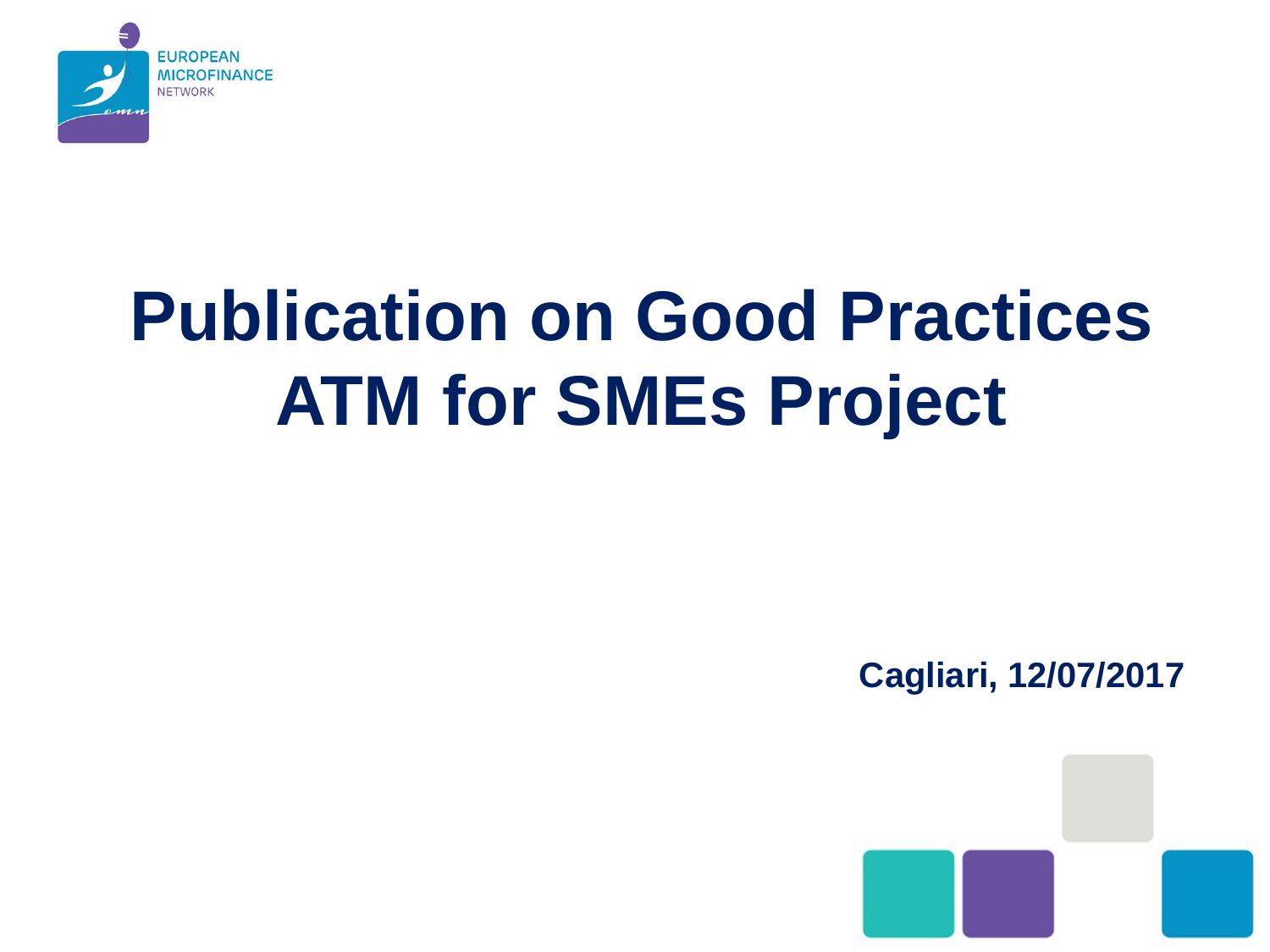EUROPEAN MICROFINANCE NETWORK

# Publication on Good Practices ATM for SMEs Project

**Cagliari, 12/07/2017**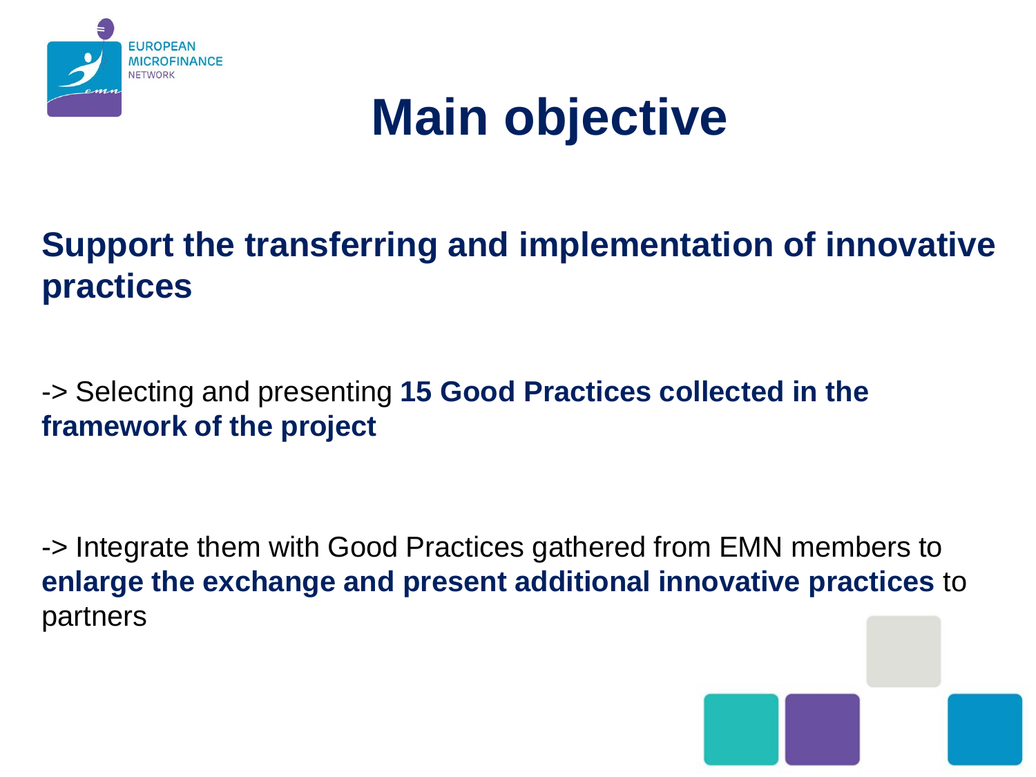# Main objective

**Support the transferring and implementation of innovative practices**

-> Selecting and presenting **15 Good Practices collected in the framework of the project**

-> Integrate them with Good Practices gathered from EMN members to **enlarge the exchange and present additional innovative practices** to partners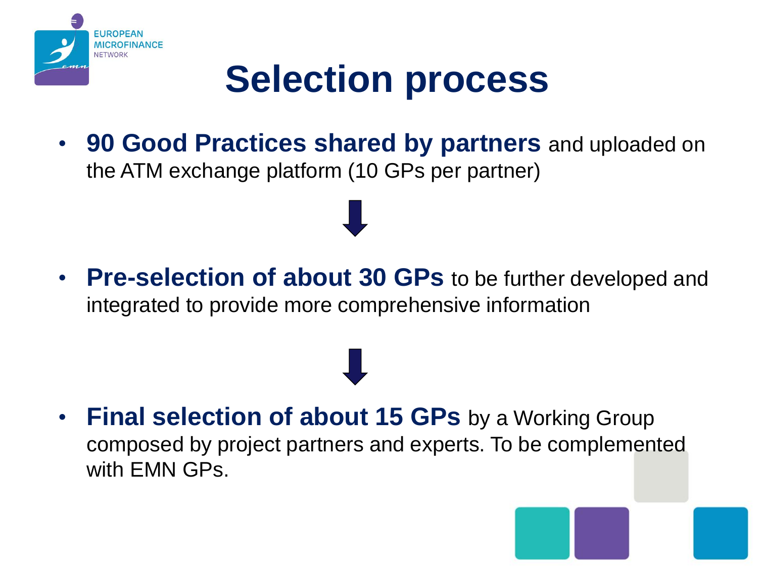# Selection process

- **90 Good Practices shared by partners** and uploaded on the ATM exchange platform (10 GPs per partner)

- **Pre-selection of about 30 GPs** to be further developed and integrated to provide more comprehensive information

- **Final selection of about 15 GPs** by a Working Group composed by project partners and experts. To be complemented with EMN GPs.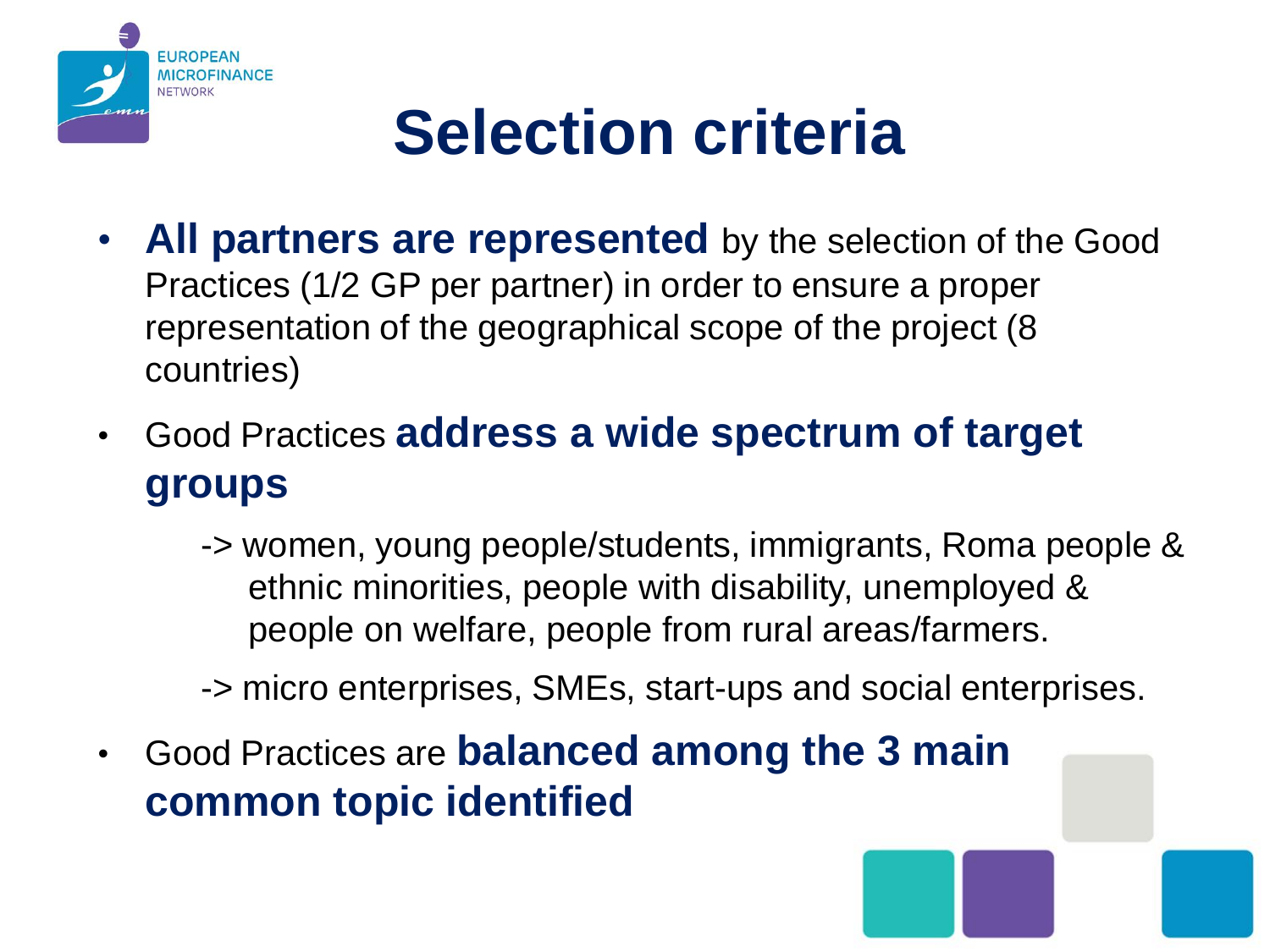# Selection criteria

- **All partners are represented** by the selection of the Good Practices (1/2 GP per partner) in order to ensure a proper representation of the geographical scope of the project (8 countries)
- Good Practices **address a wide spectrum of target groups**

  -> women, young people/students, immigrants, Roma people & ethnic minorities, people with disability, unemployed & people on welfare, people from rural areas/farmers.

  -> micro enterprises, SMEs, start-ups and social enterprises.

- Good Practices are **balanced among the 3 main common topic identified**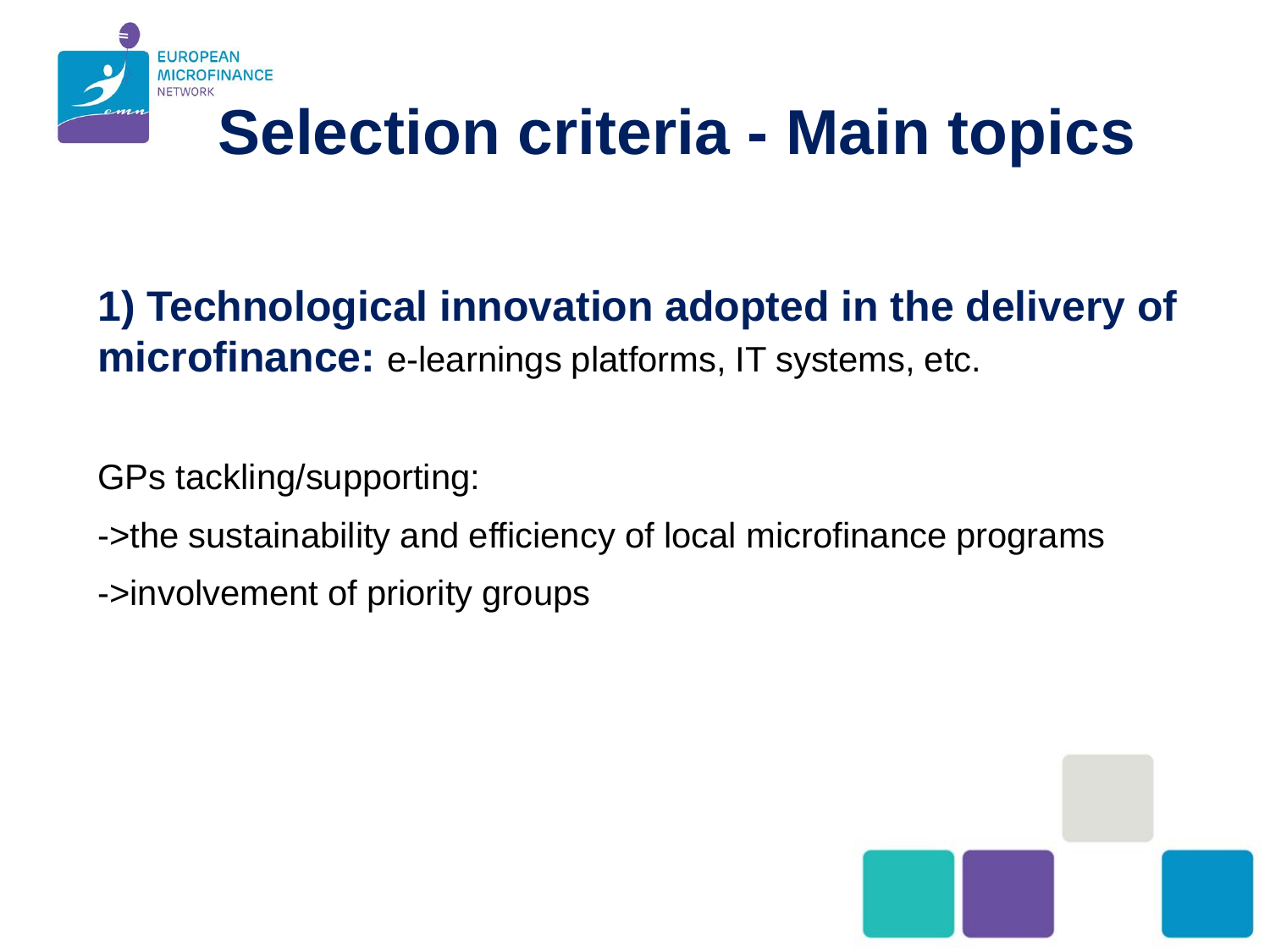# Selection criteria - Main topics

**1) Technological innovation adopted in the delivery of microfinance:** e-learnings platforms, IT systems, etc.

GPs tackling/supporting:

->the sustainability and efficiency of local microfinance programs

->involvement of priority groups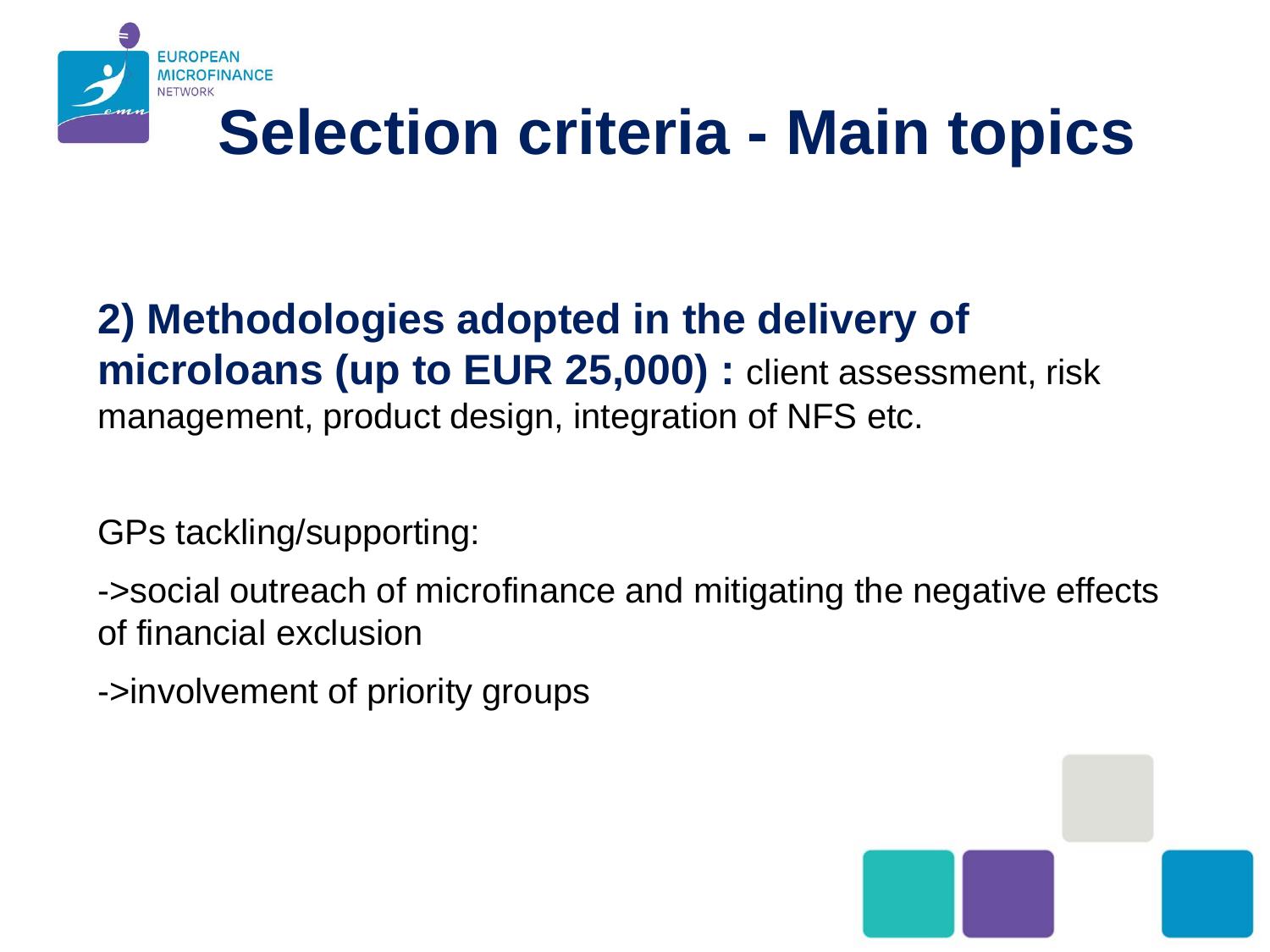# Selection criteria - Main topics

**2) Methodologies adopted in the delivery of microloans (up to EUR 25,000) :** client assessment, risk management, product design, integration of NFS etc.

GPs tackling/supporting:

->social outreach of microfinance and mitigating the negative effects of financial exclusion

->involvement of priority groups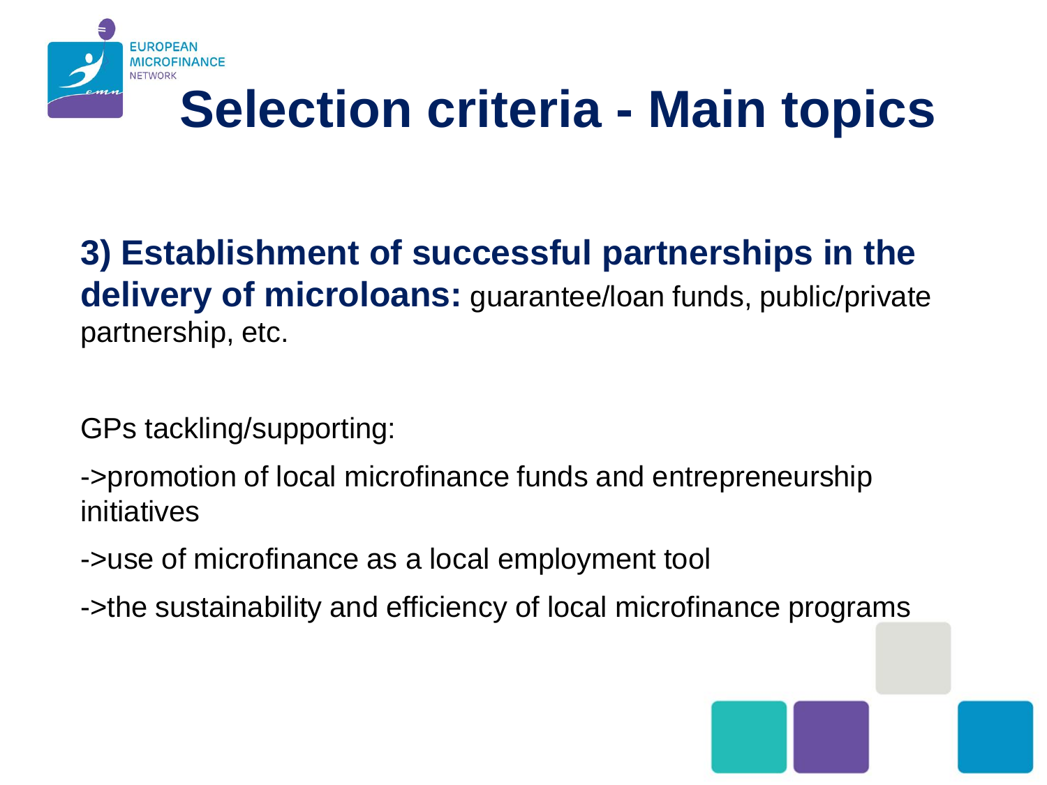# Selection criteria - Main topics

**3) Establishment of successful partnerships in the delivery of microloans:** guarantee/loan funds, public/private partnership, etc.

GPs tackling/supporting:

->promotion of local microfinance funds and entrepreneurship initiatives

->use of microfinance as a local employment tool

->the sustainability and efficiency of local microfinance programs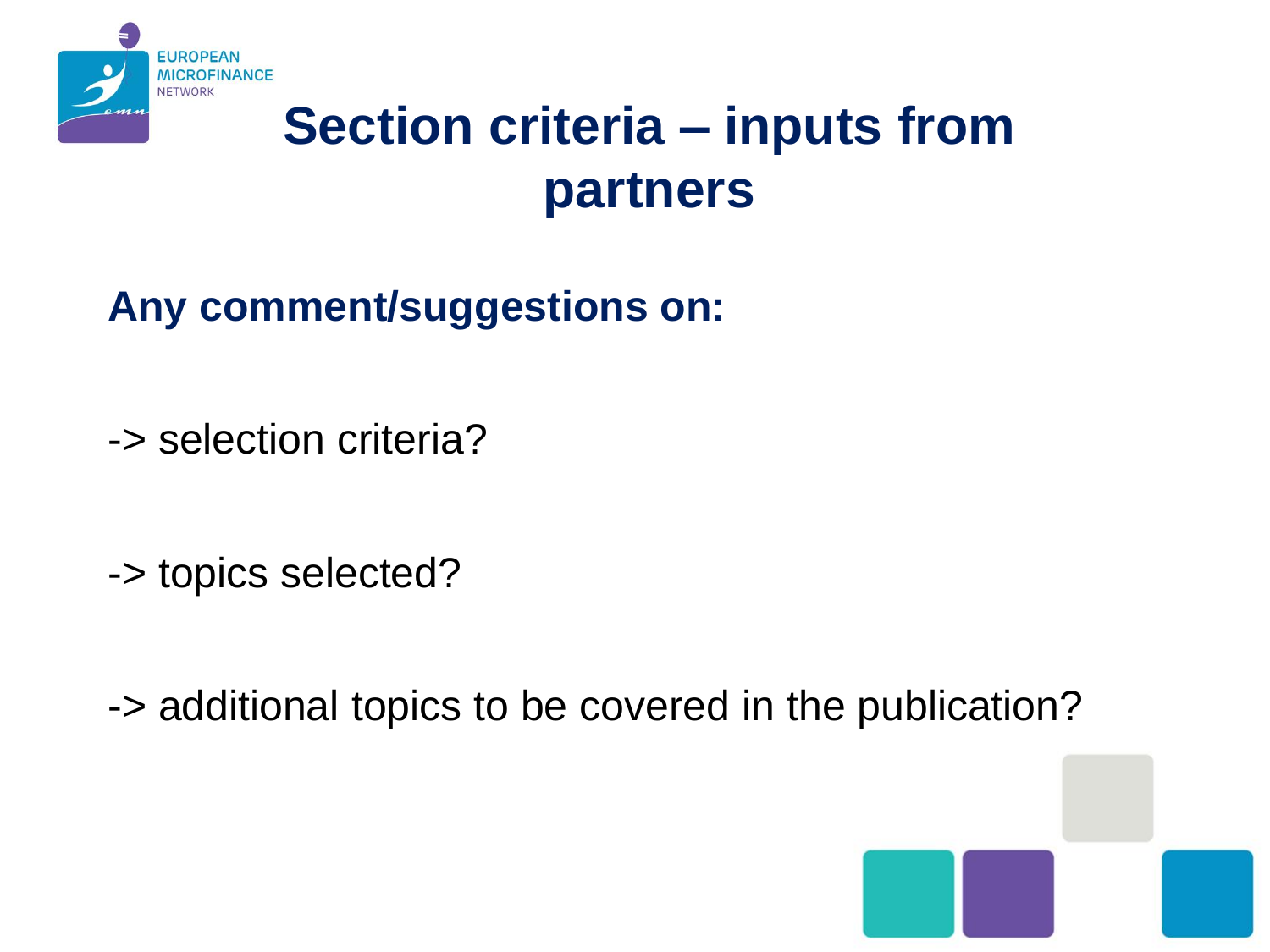# Section criteria – inputs from partners

**Any comment/suggestions on:**

-> selection criteria?

-> topics selected?

-> additional topics to be covered in the publication?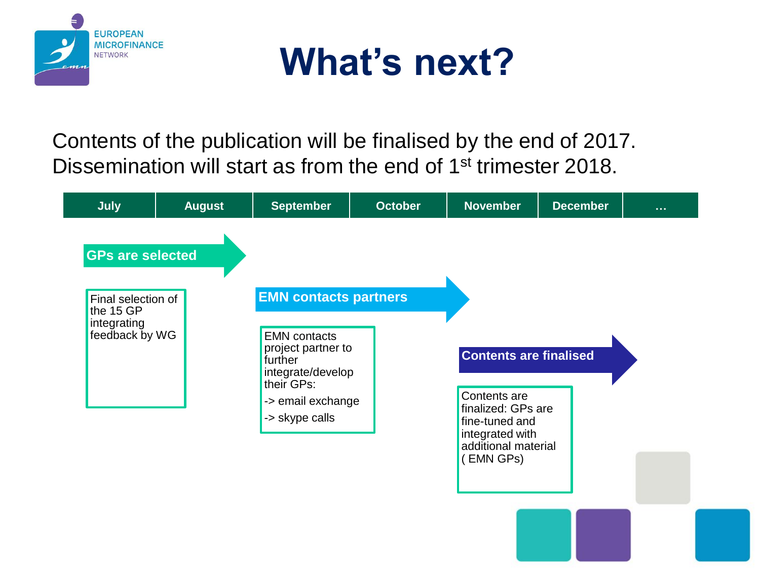# What's next?

Contents of the publication will be finalised by the end of 2017. Dissemination will start as from the end of 1st trimester 2018.

| July | August | September | October | November | December | … |
| --- | --- | --- | --- | --- | --- | --- |

**GPs are selected**

Final selection of the 15 GP integrating feedback by WG

**EMN contacts partners**

EMN contacts project partner to further integrate/develop their GPs:

-> email exchange

-> skype calls

**Contents are finalised**

Contents are finalized: GPs are fine-tuned and integrated with additional material ( EMN GPs)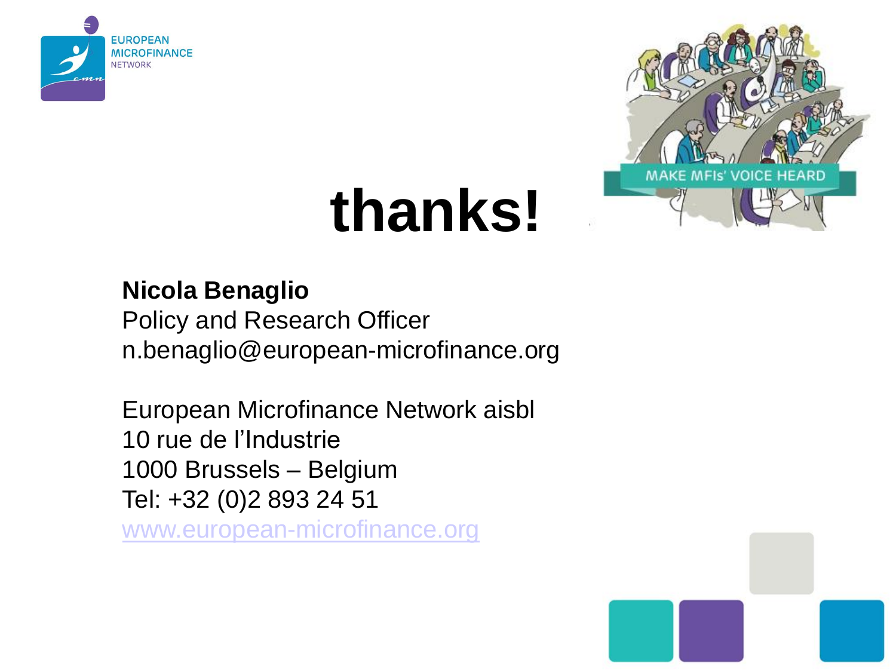# thanks!

**Nicola Benaglio**
Policy and Research Officer
n.benaglio@european-microfinance.org

European Microfinance Network aisbl
10 rue de l'Industrie
1000 Brussels – Belgium
Tel: +32 (0)2 893 24 51
www.european-microfinance.org